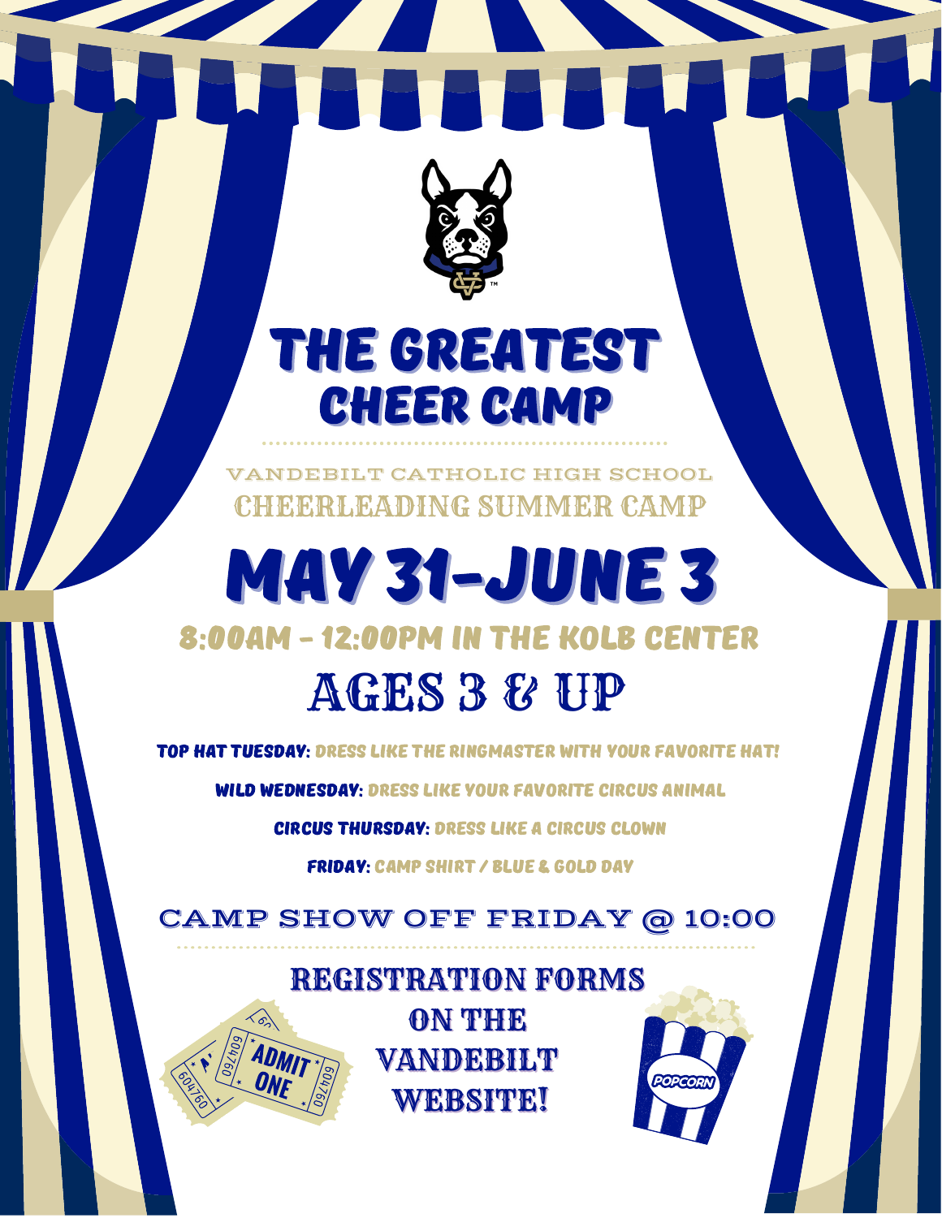# THE GREATEST CHEER CAMP

VANDEBILT CATHOLIC HIGH SCHOOL
CHEERLEADING SUMMER CAMP

## MAY 31-JUNE 3

### 8:00AM - 12:00PM IN THE KOLB CENTER

## AGES 3 & UP

**TOP HAT TUESDAY:** DRESS LIKE THE RINGMASTER WITH YOUR FAVORITE HAT!

**WILD WEDNESDAY:** DRESS LIKE YOUR FAVORITE CIRCUS ANIMAL

**CIRCUS THURSDAY:** DRESS LIKE A CIRCUS CLOWN

**FRIDAY:** CAMP SHIRT / BLUE & GOLD DAY

CAMP SHOW OFF FRIDAY @ 10:00

REGISTRATION FORMS ON THE VANDEBILT WEBSITE!

ADMIT ONE

604760

POPCORN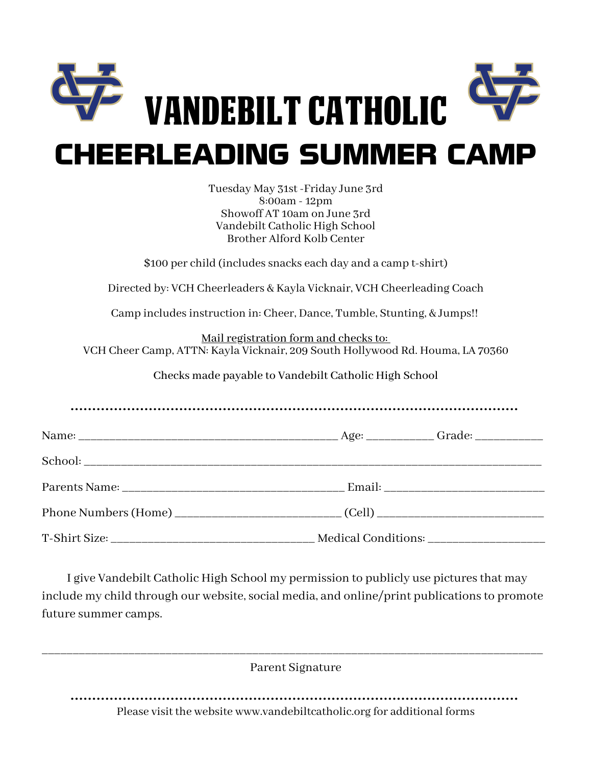# VANDEBILT CATHOLIC

# CHEERLEADING SUMMER CAMP

Tuesday May 31st -Friday June 3rd
8:00am - 12pm
Showoff AT 10am on June 3rd
Vandebilt Catholic High School
Brother Alford Kolb Center

$100 per child (includes snacks each day and a camp t-shirt)

Directed by: VCH Cheerleaders & Kayla Vicknair, VCH Cheerleading Coach

Camp includes instruction in: Cheer, Dance, Tumble, Stunting, & Jumps!!

Mail registration form and checks to:
VCH Cheer Camp, ATTN: Kayla Vicknair, 209 South Hollywood Rd. Houma, LA 70360

Checks made payable to Vandebilt Catholic High School

.................................................................................................

Name: ____________________________________________ Age: ___________ Grade: ___________

School: ________________________________________________________________________________

Parents Name: ______________________________________ Email: ___________________________

Phone Numbers (Home) ____________________________ (Cell) ____________________________

T-Shirt Size: ___________________________________ Medical Conditions: ___________________

I give Vandebilt Catholic High School my permission to publicly use pictures that may include my child through our website, social media, and online/print publications to promote future summer camps.

____________________________________________________________________________________

Parent Signature

.................................................................................................

Please visit the website www.vandebiltcatholic.org for additional forms